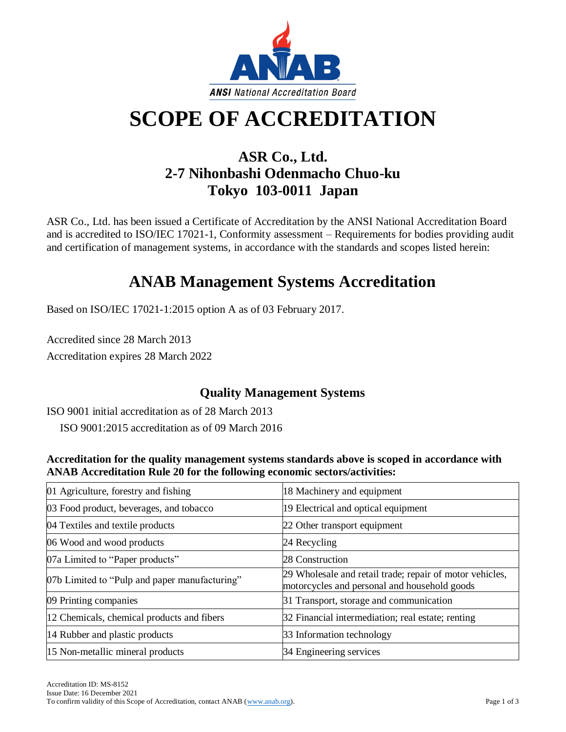ANAB
**ANSI** *National Accreditation Board*

# SCOPE OF ACCREDITATION

## ASR Co., Ltd.
## 2-7 Nihonbashi Odenmacho Chuo-ku
## Tokyo 103-0011 Japan

ASR Co., Ltd. has been issued a Certificate of Accreditation by the ANSI National Accreditation Board and is accredited to ISO/IEC 17021-1, Conformity assessment – Requirements for bodies providing audit and certification of management systems, in accordance with the standards and scopes listed herein:

# ANAB Management Systems Accreditation

Based on ISO/IEC 17021-1:2015 option A as of 03 February 2017.

Accredited since 28 March 2013

Accreditation expires 28 March 2022

### Quality Management Systems

ISO 9001 initial accreditation as of 28 March 2013

ISO 9001:2015 accreditation as of 09 March 2016

**Accreditation for the quality management systems standards above is scoped in accordance with ANAB Accreditation Rule 20 for the following economic sectors/activities:**

| | |
|---|---|
| 01 Agriculture, forestry and fishing | 18 Machinery and equipment |
| 03 Food product, beverages, and tobacco | 19 Electrical and optical equipment |
| 04 Textiles and textile products | 22 Other transport equipment |
| 06 Wood and wood products | 24 Recycling |
| 07a Limited to "Paper products" | 28 Construction |
| 07b Limited to "Pulp and paper manufacturing" | 29 Wholesale and retail trade; repair of motor vehicles, motorcycles and personal and household goods |
| 09 Printing companies | 31 Transport, storage and communication |
| 12 Chemicals, chemical products and fibers | 32 Financial intermediation; real estate; renting |
| 14 Rubber and plastic products | 33 Information technology |
| 15 Non-metallic mineral products | 34 Engineering services |

Accreditation ID: MS-8152
Issue Date: 16 December 2021
To confirm validity of this Scope of Accreditation, contact ANAB (www.anab.org).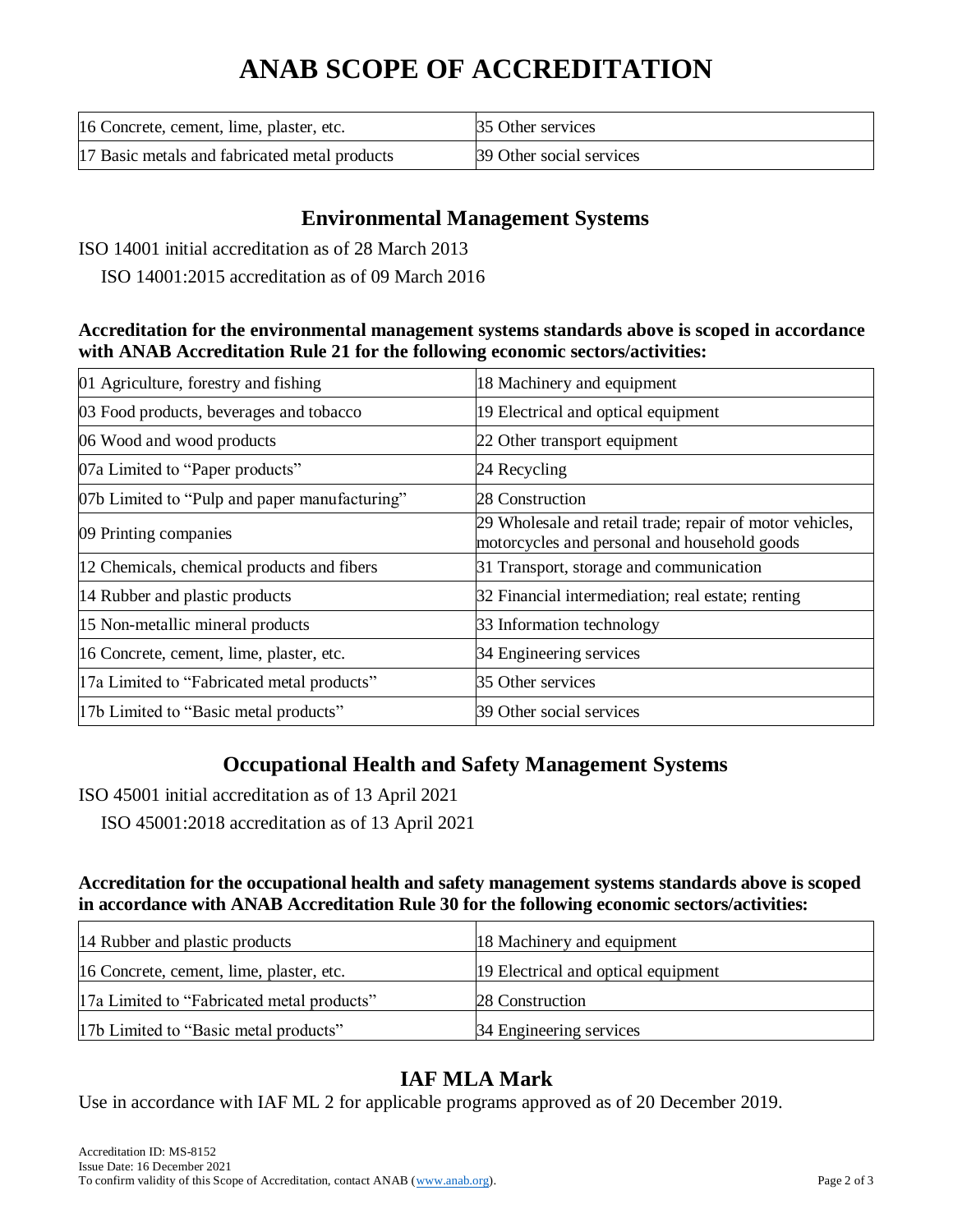# ANAB SCOPE OF ACCREDITATION

| | |
|---|---|
| 16 Concrete, cement, lime, plaster, etc. | 35 Other services |
| 17 Basic metals and fabricated metal products | 39 Other social services |

## Environmental Management Systems

ISO 14001 initial accreditation as of 28 March 2013

ISO 14001:2015 accreditation as of 09 March 2016

**Accreditation for the environmental management systems standards above is scoped in accordance with ANAB Accreditation Rule 21 for the following economic sectors/activities:**

| | |
|---|---|
| 01 Agriculture, forestry and fishing | 18 Machinery and equipment |
| 03 Food products, beverages and tobacco | 19 Electrical and optical equipment |
| 06 Wood and wood products | 22 Other transport equipment |
| 07a Limited to "Paper products" | 24 Recycling |
| 07b Limited to "Pulp and paper manufacturing" | 28 Construction |
| 09 Printing companies | 29 Wholesale and retail trade; repair of motor vehicles, motorcycles and personal and household goods |
| 12 Chemicals, chemical products and fibers | 31 Transport, storage and communication |
| 14 Rubber and plastic products | 32 Financial intermediation; real estate; renting |
| 15 Non-metallic mineral products | 33 Information technology |
| 16 Concrete, cement, lime, plaster, etc. | 34 Engineering services |
| 17a Limited to "Fabricated metal products" | 35 Other services |
| 17b Limited to "Basic metal products" | 39 Other social services |

## Occupational Health and Safety Management Systems

ISO 45001 initial accreditation as of 13 April 2021

ISO 45001:2018 accreditation as of 13 April 2021

**Accreditation for the occupational health and safety management systems standards above is scoped in accordance with ANAB Accreditation Rule 30 for the following economic sectors/activities:**

| | |
|---|---|
| 14 Rubber and plastic products | 18 Machinery and equipment |
| 16 Concrete, cement, lime, plaster, etc. | 19 Electrical and optical equipment |
| 17a Limited to "Fabricated metal products" | 28 Construction |
| 17b Limited to "Basic metal products" | 34 Engineering services |

## IAF MLA Mark

Use in accordance with IAF ML 2 for applicable programs approved as of 20 December 2019.

Accreditation ID: MS-8152
Issue Date: 16 December 2021
To confirm validity of this Scope of Accreditation, contact ANAB (www.anab.org).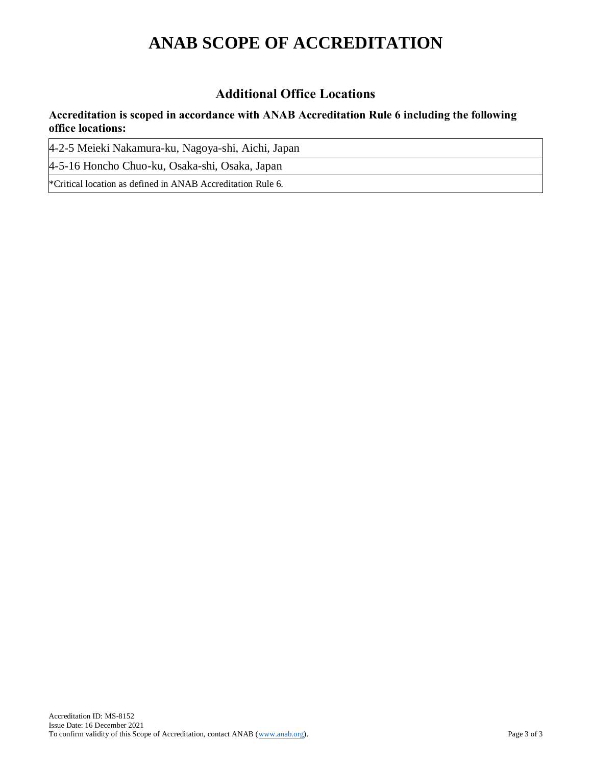# ANAB SCOPE OF ACCREDITATION

## Additional Office Locations

**Accreditation is scoped in accordance with ANAB Accreditation Rule 6 including the following office locations:**

| |
|---|
| 4-2-5 Meieki Nakamura-ku, Nagoya-shi, Aichi, Japan |
| 4-5-16 Honcho Chuo-ku, Osaka-shi, Osaka, Japan |
| *Critical location as defined in ANAB Accreditation Rule 6. |

Accreditation ID: MS-8152
Issue Date: 16 December 2021
To confirm validity of this Scope of Accreditation, contact ANAB (www.anab.org).